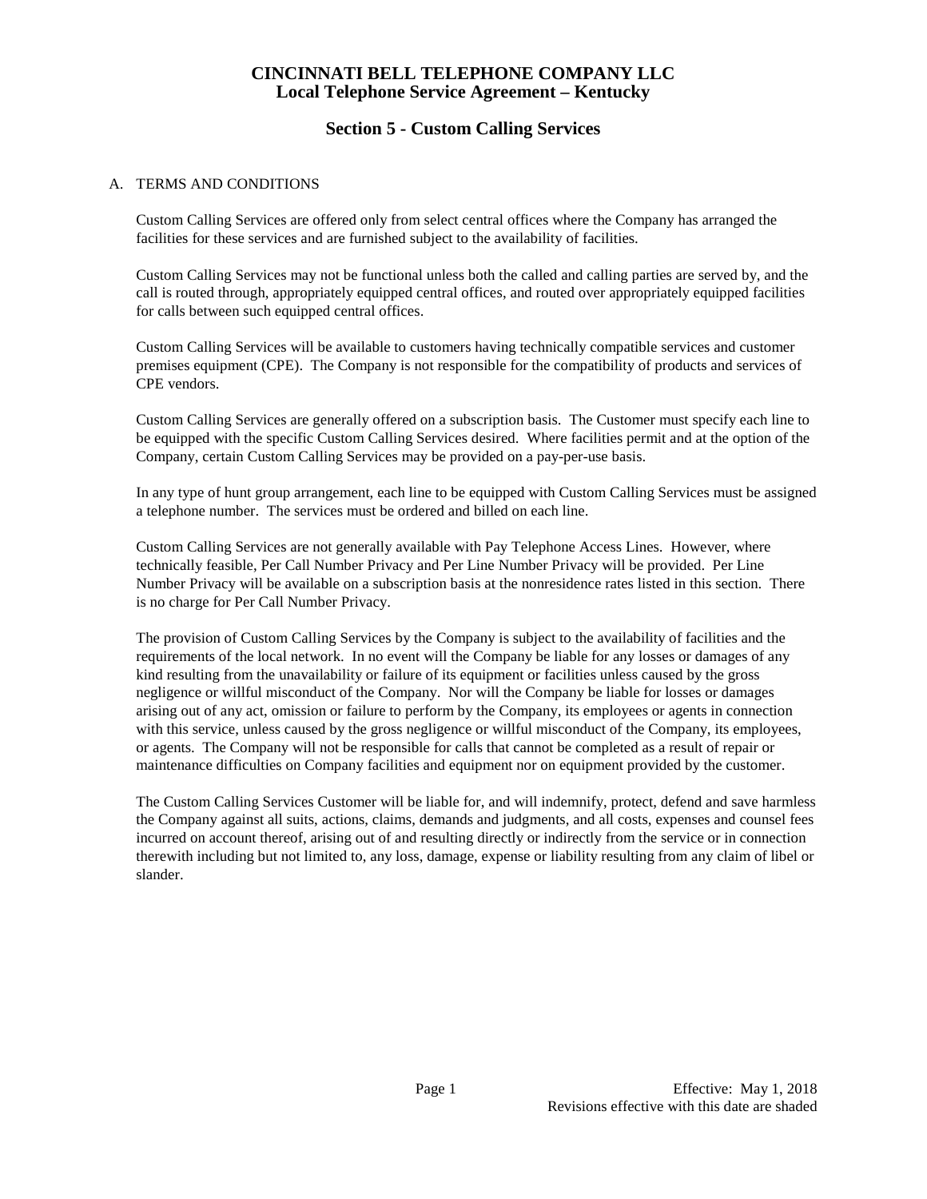# CINCINNATI BELL TELEPHONE COMPANY LLC
## Local Telephone Service Agreement – Kentucky

## Section 5 - Custom Calling Services

A. TERMS AND CONDITIONS

Custom Calling Services are offered only from select central offices where the Company has arranged the facilities for these services and are furnished subject to the availability of facilities.

Custom Calling Services may not be functional unless both the called and calling parties are served by, and the call is routed through, appropriately equipped central offices, and routed over appropriately equipped facilities for calls between such equipped central offices.

Custom Calling Services will be available to customers having technically compatible services and customer premises equipment (CPE). The Company is not responsible for the compatibility of products and services of CPE vendors.

Custom Calling Services are generally offered on a subscription basis. The Customer must specify each line to be equipped with the specific Custom Calling Services desired. Where facilities permit and at the option of the Company, certain Custom Calling Services may be provided on a pay-per-use basis.

In any type of hunt group arrangement, each line to be equipped with Custom Calling Services must be assigned a telephone number. The services must be ordered and billed on each line.

Custom Calling Services are not generally available with Pay Telephone Access Lines. However, where technically feasible, Per Call Number Privacy and Per Line Number Privacy will be provided. Per Line Number Privacy will be available on a subscription basis at the nonresidence rates listed in this section. There is no charge for Per Call Number Privacy.

The provision of Custom Calling Services by the Company is subject to the availability of facilities and the requirements of the local network. In no event will the Company be liable for any losses or damages of any kind resulting from the unavailability or failure of its equipment or facilities unless caused by the gross negligence or willful misconduct of the Company. Nor will the Company be liable for losses or damages arising out of any act, omission or failure to perform by the Company, its employees or agents in connection with this service, unless caused by the gross negligence or willful misconduct of the Company, its employees, or agents. The Company will not be responsible for calls that cannot be completed as a result of repair or maintenance difficulties on Company facilities and equipment nor on equipment provided by the customer.

The Custom Calling Services Customer will be liable for, and will indemnify, protect, defend and save harmless the Company against all suits, actions, claims, demands and judgments, and all costs, expenses and counsel fees incurred on account thereof, arising out of and resulting directly or indirectly from the service or in connection therewith including but not limited to, any loss, damage, expense or liability resulting from any claim of libel or slander.

Effective: May 1, 2018
Revisions effective with this date are shaded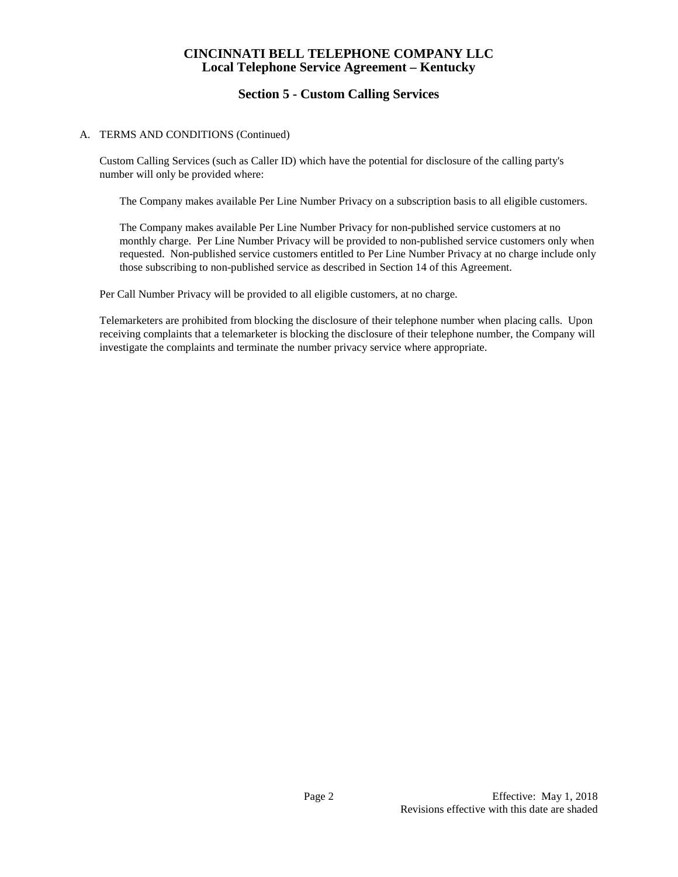# CINCINNATI BELL TELEPHONE COMPANY LLC
## Local Telephone Service Agreement – Kentucky

## Section 5 - Custom Calling Services

A. TERMS AND CONDITIONS (Continued)

Custom Calling Services (such as Caller ID) which have the potential for disclosure of the calling party's number will only be provided where:

> The Company makes available Per Line Number Privacy on a subscription basis to all eligible customers.
>
> The Company makes available Per Line Number Privacy for non-published service customers at no monthly charge. Per Line Number Privacy will be provided to non-published service customers only when requested. Non-published service customers entitled to Per Line Number Privacy at no charge include only those subscribing to non-published service as described in Section 14 of this Agreement.

Per Call Number Privacy will be provided to all eligible customers, at no charge.

Telemarketers are prohibited from blocking the disclosure of their telephone number when placing calls. Upon receiving complaints that a telemarketer is blocking the disclosure of their telephone number, the Company will investigate the complaints and terminate the number privacy service where appropriate.

Effective: May 1, 2018
Revisions effective with this date are shaded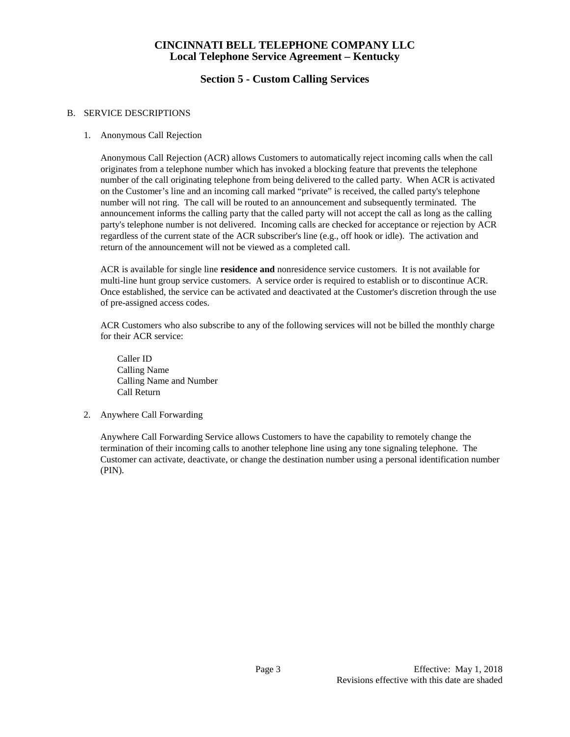# CINCINNATI BELL TELEPHONE COMPANY LLC
## Local Telephone Service Agreement – Kentucky

## Section 5 - Custom Calling Services

B. SERVICE DESCRIPTIONS

1. Anonymous Call Rejection

   Anonymous Call Rejection (ACR) allows Customers to automatically reject incoming calls when the call originates from a telephone number which has invoked a blocking feature that prevents the telephone number of the call originating telephone from being delivered to the called party. When ACR is activated on the Customer's line and an incoming call marked "private" is received, the called party's telephone number will not ring. The call will be routed to an announcement and subsequently terminated. The announcement informs the calling party that the called party will not accept the call as long as the calling party's telephone number is not delivered. Incoming calls are checked for acceptance or rejection by ACR regardless of the current state of the ACR subscriber's line (e.g., off hook or idle). The activation and return of the announcement will not be viewed as a completed call.

   ACR is available for single line **residence and** nonresidence service customers. It is not available for multi-line hunt group service customers. A service order is required to establish or to discontinue ACR. Once established, the service can be activated and deactivated at the Customer's discretion through the use of pre-assigned access codes.

   ACR Customers who also subscribe to any of the following services will not be billed the monthly charge for their ACR service:

   Caller ID
   Calling Name
   Calling Name and Number
   Call Return

2. Anywhere Call Forwarding

   Anywhere Call Forwarding Service allows Customers to have the capability to remotely change the termination of their incoming calls to another telephone line using any tone signaling telephone. The Customer can activate, deactivate, or change the destination number using a personal identification number (PIN).

Effective: May 1, 2018
Revisions effective with this date are shaded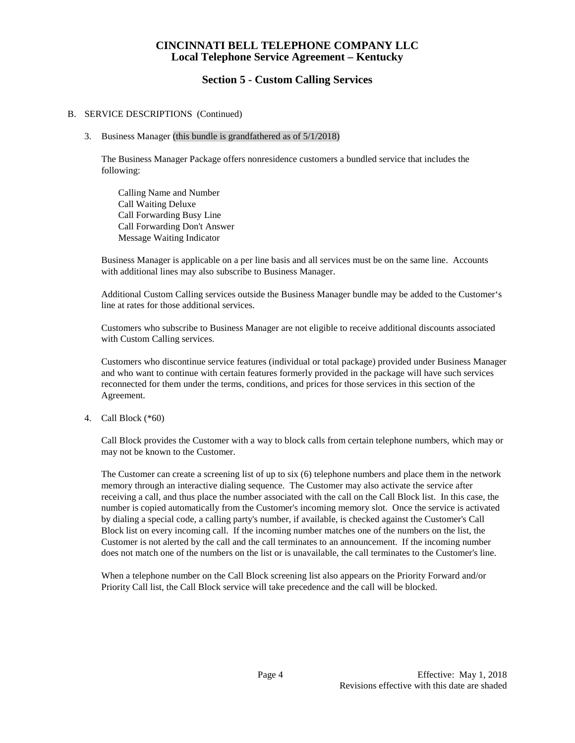# CINCINNATI BELL TELEPHONE COMPANY LLC
# Local Telephone Service Agreement – Kentucky

## Section 5 - Custom Calling Services

B. SERVICE DESCRIPTIONS (Continued)

3. Business Manager (this bundle is grandfathered as of 5/1/2018)

   The Business Manager Package offers nonresidence customers a bundled service that includes the following:

   Calling Name and Number
   Call Waiting Deluxe
   Call Forwarding Busy Line
   Call Forwarding Don't Answer
   Message Waiting Indicator

   Business Manager is applicable on a per line basis and all services must be on the same line. Accounts with additional lines may also subscribe to Business Manager.

   Additional Custom Calling services outside the Business Manager bundle may be added to the Customer's line at rates for those additional services.

   Customers who subscribe to Business Manager are not eligible to receive additional discounts associated with Custom Calling services.

   Customers who discontinue service features (individual or total package) provided under Business Manager and who want to continue with certain features formerly provided in the package will have such services reconnected for them under the terms, conditions, and prices for those services in this section of the Agreement.

4. Call Block (*60)

   Call Block provides the Customer with a way to block calls from certain telephone numbers, which may or may not be known to the Customer.

   The Customer can create a screening list of up to six (6) telephone numbers and place them in the network memory through an interactive dialing sequence. The Customer may also activate the service after receiving a call, and thus place the number associated with the call on the Call Block list. In this case, the number is copied automatically from the Customer's incoming memory slot. Once the service is activated by dialing a special code, a calling party's number, if available, is checked against the Customer's Call Block list on every incoming call. If the incoming number matches one of the numbers on the list, the Customer is not alerted by the call and the call terminates to an announcement. If the incoming number does not match one of the numbers on the list or is unavailable, the call terminates to the Customer's line.

   When a telephone number on the Call Block screening list also appears on the Priority Forward and/or Priority Call list, the Call Block service will take precedence and the call will be blocked.

Effective: May 1, 2018
Revisions effective with this date are shaded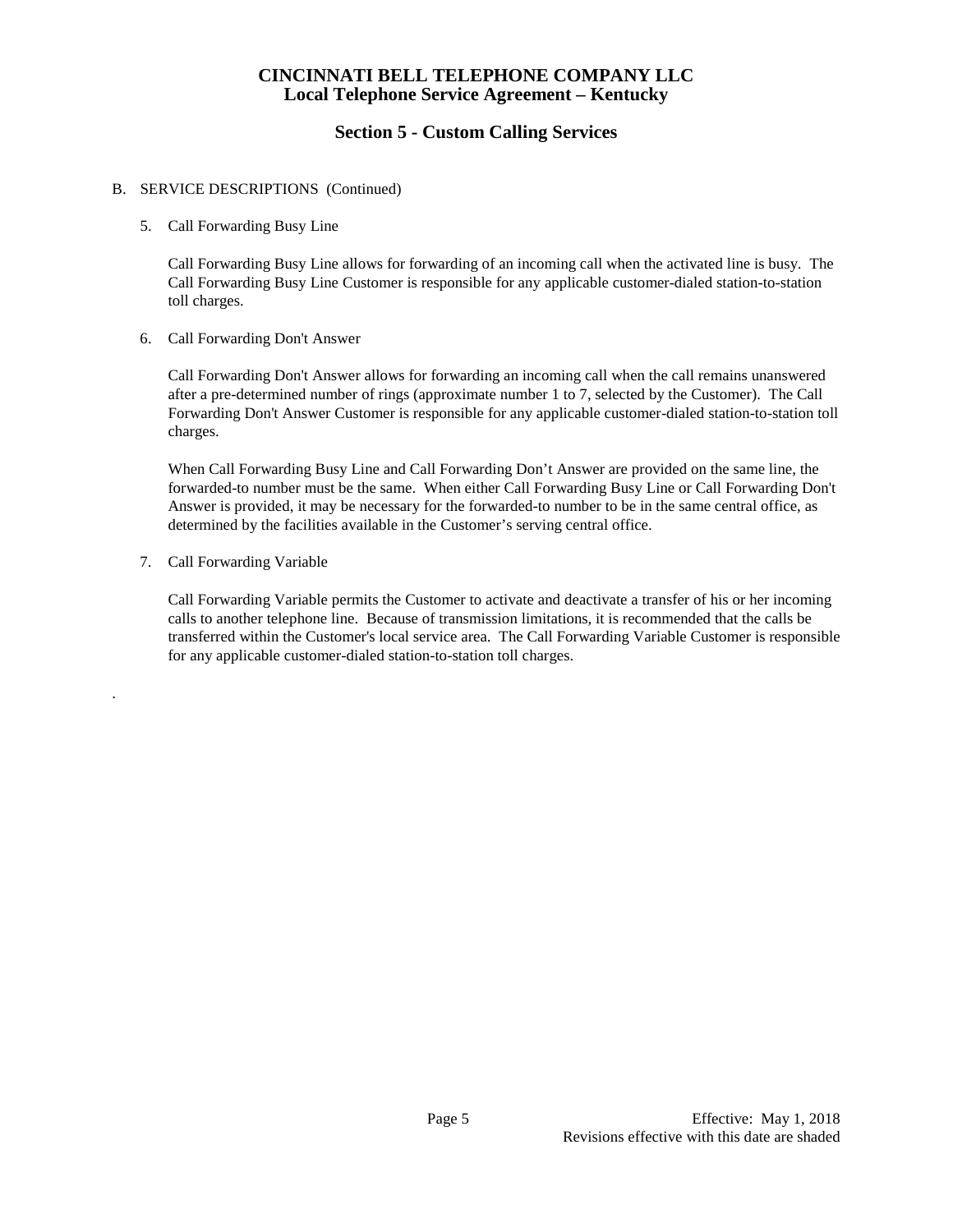# CINCINNATI BELL TELEPHONE COMPANY LLC
## Local Telephone Service Agreement – Kentucky

## Section 5 - Custom Calling Services

B. SERVICE DESCRIPTIONS (Continued)

5. Call Forwarding Busy Line

   Call Forwarding Busy Line allows for forwarding of an incoming call when the activated line is busy. The Call Forwarding Busy Line Customer is responsible for any applicable customer-dialed station-to-station toll charges.

6. Call Forwarding Don't Answer

   Call Forwarding Don't Answer allows for forwarding an incoming call when the call remains unanswered after a pre-determined number of rings (approximate number 1 to 7, selected by the Customer). The Call Forwarding Don't Answer Customer is responsible for any applicable customer-dialed station-to-station toll charges.

   When Call Forwarding Busy Line and Call Forwarding Don't Answer are provided on the same line, the forwarded-to number must be the same. When either Call Forwarding Busy Line or Call Forwarding Don't Answer is provided, it may be necessary for the forwarded-to number to be in the same central office, as determined by the facilities available in the Customer's serving central office.

7. Call Forwarding Variable

   Call Forwarding Variable permits the Customer to activate and deactivate a transfer of his or her incoming calls to another telephone line. Because of transmission limitations, it is recommended that the calls be transferred within the Customer's local service area. The Call Forwarding Variable Customer is responsible for any applicable customer-dialed station-to-station toll charges.

.

Effective: May 1, 2018
Revisions effective with this date are shaded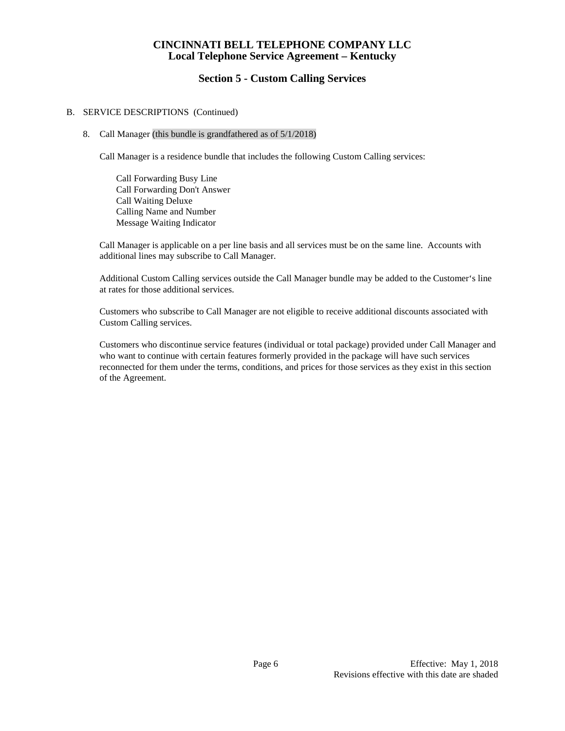# CINCINNATI BELL TELEPHONE COMPANY LLC
## Local Telephone Service Agreement – Kentucky

### Section 5 - Custom Calling Services

B. SERVICE DESCRIPTIONS (Continued)

8. Call Manager (this bundle is grandfathered as of 5/1/2018)

   Call Manager is a residence bundle that includes the following Custom Calling services:

   - Call Forwarding Busy Line
   - Call Forwarding Don't Answer
   - Call Waiting Deluxe
   - Calling Name and Number
   - Message Waiting Indicator

   Call Manager is applicable on a per line basis and all services must be on the same line. Accounts with additional lines may subscribe to Call Manager.

   Additional Custom Calling services outside the Call Manager bundle may be added to the Customer's line at rates for those additional services.

   Customers who subscribe to Call Manager are not eligible to receive additional discounts associated with Custom Calling services.

   Customers who discontinue service features (individual or total package) provided under Call Manager and who want to continue with certain features formerly provided in the package will have such services reconnected for them under the terms, conditions, and prices for those services as they exist in this section of the Agreement.

Effective: May 1, 2018
Revisions effective with this date are shaded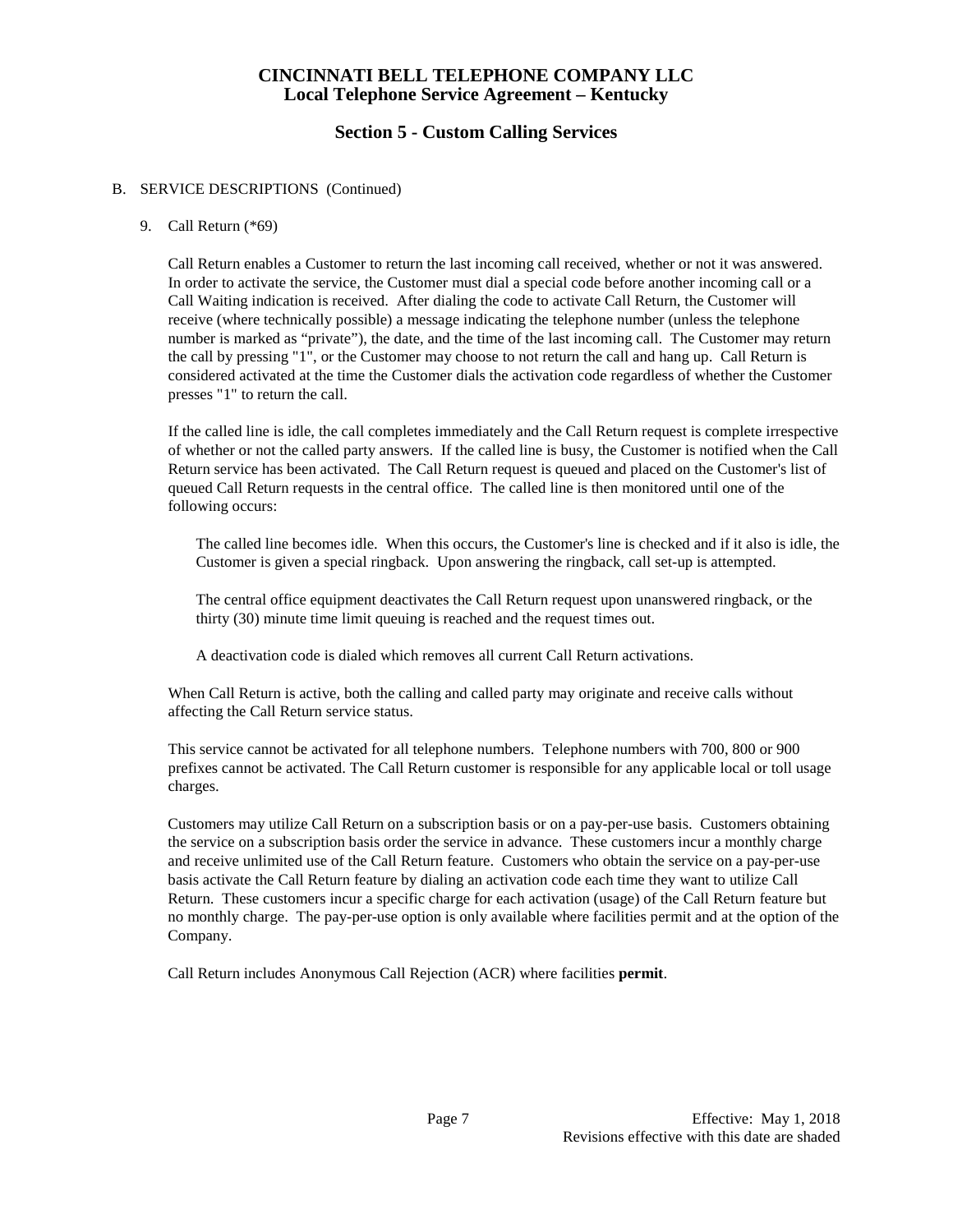# CINCINNATI BELL TELEPHONE COMPANY LLC
## Local Telephone Service Agreement – Kentucky

## Section 5 - Custom Calling Services

B. SERVICE DESCRIPTIONS (Continued)

9. Call Return (*69)

   Call Return enables a Customer to return the last incoming call received, whether or not it was answered. In order to activate the service, the Customer must dial a special code before another incoming call or a Call Waiting indication is received. After dialing the code to activate Call Return, the Customer will receive (where technically possible) a message indicating the telephone number (unless the telephone number is marked as "private"), the date, and the time of the last incoming call. The Customer may return the call by pressing "1", or the Customer may choose to not return the call and hang up. Call Return is considered activated at the time the Customer dials the activation code regardless of whether the Customer presses "1" to return the call.

   If the called line is idle, the call completes immediately and the Call Return request is complete irrespective of whether or not the called party answers. If the called line is busy, the Customer is notified when the Call Return service has been activated. The Call Return request is queued and placed on the Customer's list of queued Call Return requests in the central office. The called line is then monitored until one of the following occurs:

   The called line becomes idle. When this occurs, the Customer's line is checked and if it also is idle, the Customer is given a special ringback. Upon answering the ringback, call set-up is attempted.

   The central office equipment deactivates the Call Return request upon unanswered ringback, or the thirty (30) minute time limit queuing is reached and the request times out.

   A deactivation code is dialed which removes all current Call Return activations.

   When Call Return is active, both the calling and called party may originate and receive calls without affecting the Call Return service status.

   This service cannot be activated for all telephone numbers. Telephone numbers with 700, 800 or 900 prefixes cannot be activated. The Call Return customer is responsible for any applicable local or toll usage charges.

   Customers may utilize Call Return on a subscription basis or on a pay-per-use basis. Customers obtaining the service on a subscription basis order the service in advance. These customers incur a monthly charge and receive unlimited use of the Call Return feature. Customers who obtain the service on a pay-per-use basis activate the Call Return feature by dialing an activation code each time they want to utilize Call Return. These customers incur a specific charge for each activation (usage) of the Call Return feature but no monthly charge. The pay-per-use option is only available where facilities permit and at the option of the Company.

   Call Return includes Anonymous Call Rejection (ACR) where facilities **permit**.

Effective: May 1, 2018
Revisions effective with this date are shaded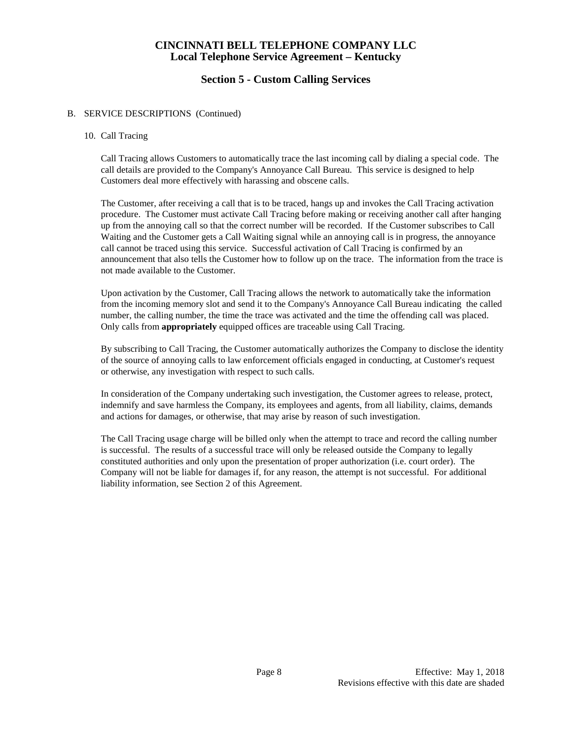# CINCINNATI BELL TELEPHONE COMPANY LLC
## Local Telephone Service Agreement – Kentucky

## Section 5 - Custom Calling Services

B. SERVICE DESCRIPTIONS (Continued)

10. Call Tracing

Call Tracing allows Customers to automatically trace the last incoming call by dialing a special code. The call details are provided to the Company's Annoyance Call Bureau. This service is designed to help Customers deal more effectively with harassing and obscene calls.

The Customer, after receiving a call that is to be traced, hangs up and invokes the Call Tracing activation procedure. The Customer must activate Call Tracing before making or receiving another call after hanging up from the annoying call so that the correct number will be recorded. If the Customer subscribes to Call Waiting and the Customer gets a Call Waiting signal while an annoying call is in progress, the annoyance call cannot be traced using this service. Successful activation of Call Tracing is confirmed by an announcement that also tells the Customer how to follow up on the trace. The information from the trace is not made available to the Customer.

Upon activation by the Customer, Call Tracing allows the network to automatically take the information from the incoming memory slot and send it to the Company's Annoyance Call Bureau indicating the called number, the calling number, the time the trace was activated and the time the offending call was placed. Only calls from **appropriately** equipped offices are traceable using Call Tracing.

By subscribing to Call Tracing, the Customer automatically authorizes the Company to disclose the identity of the source of annoying calls to law enforcement officials engaged in conducting, at Customer's request or otherwise, any investigation with respect to such calls.

In consideration of the Company undertaking such investigation, the Customer agrees to release, protect, indemnify and save harmless the Company, its employees and agents, from all liability, claims, demands and actions for damages, or otherwise, that may arise by reason of such investigation.

The Call Tracing usage charge will be billed only when the attempt to trace and record the calling number is successful. The results of a successful trace will only be released outside the Company to legally constituted authorities and only upon the presentation of proper authorization (i.e. court order). The Company will not be liable for damages if, for any reason, the attempt is not successful. For additional liability information, see Section 2 of this Agreement.

Effective: May 1, 2018
Revisions effective with this date are shaded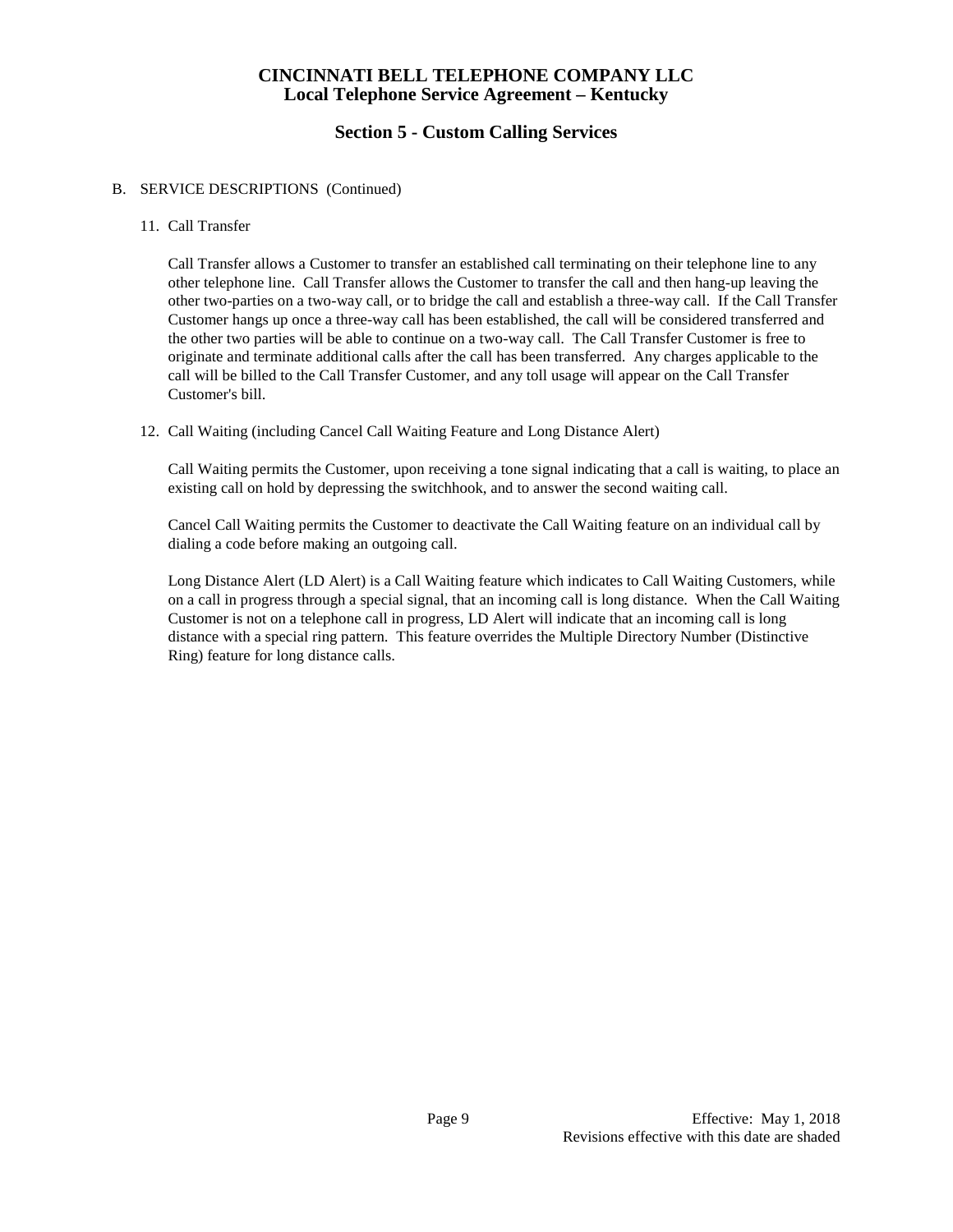# CINCINNATI BELL TELEPHONE COMPANY LLC
# Local Telephone Service Agreement – Kentucky

## Section 5 - Custom Calling Services

B. SERVICE DESCRIPTIONS (Continued)

11. Call Transfer

    Call Transfer allows a Customer to transfer an established call terminating on their telephone line to any other telephone line. Call Transfer allows the Customer to transfer the call and then hang-up leaving the other two-parties on a two-way call, or to bridge the call and establish a three-way call. If the Call Transfer Customer hangs up once a three-way call has been established, the call will be considered transferred and the other two parties will be able to continue on a two-way call. The Call Transfer Customer is free to originate and terminate additional calls after the call has been transferred. Any charges applicable to the call will be billed to the Call Transfer Customer, and any toll usage will appear on the Call Transfer Customer's bill.

12. Call Waiting (including Cancel Call Waiting Feature and Long Distance Alert)

    Call Waiting permits the Customer, upon receiving a tone signal indicating that a call is waiting, to place an existing call on hold by depressing the switchhook, and to answer the second waiting call.

    Cancel Call Waiting permits the Customer to deactivate the Call Waiting feature on an individual call by dialing a code before making an outgoing call.

    Long Distance Alert (LD Alert) is a Call Waiting feature which indicates to Call Waiting Customers, while on a call in progress through a special signal, that an incoming call is long distance. When the Call Waiting Customer is not on a telephone call in progress, LD Alert will indicate that an incoming call is long distance with a special ring pattern. This feature overrides the Multiple Directory Number (Distinctive Ring) feature for long distance calls.

Effective: May 1, 2018

Revisions effective with this date are shaded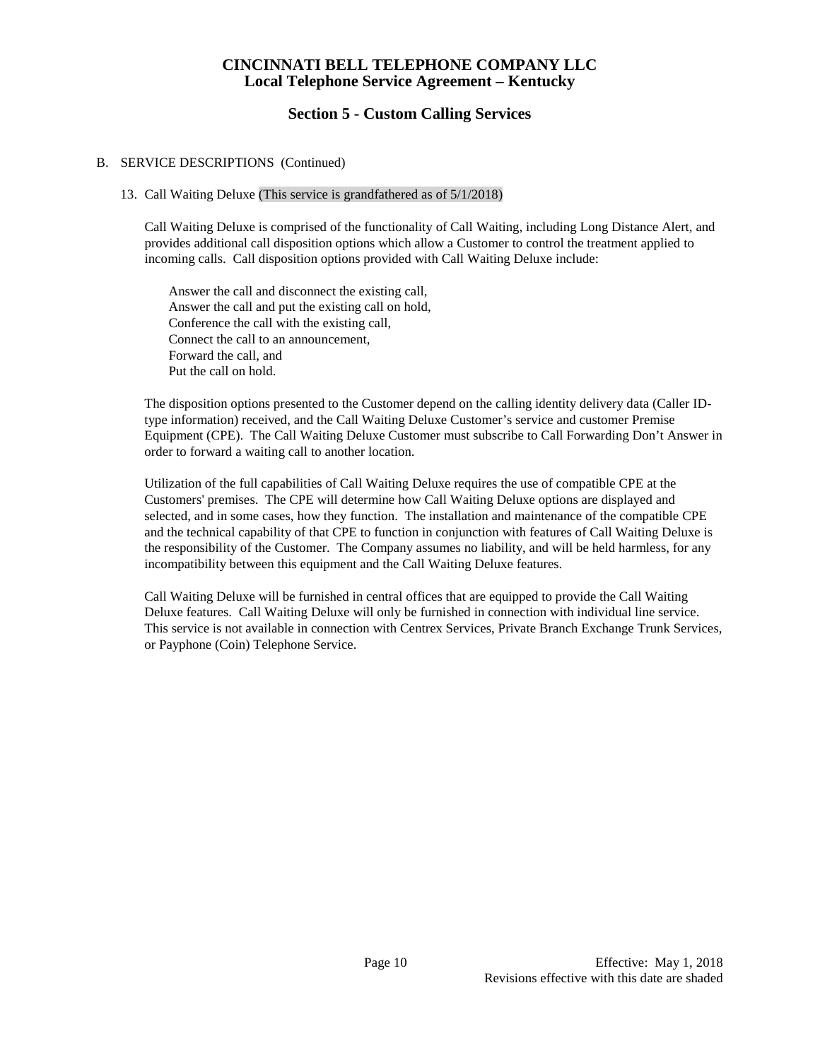## Section 5 - Custom Calling Services

B. SERVICE DESCRIPTIONS (Continued)

13. Call Waiting Deluxe (This service is grandfathered as of 5/1/2018)

    Call Waiting Deluxe is comprised of the functionality of Call Waiting, including Long Distance Alert, and provides additional call disposition options which allow a Customer to control the treatment applied to incoming calls. Call disposition options provided with Call Waiting Deluxe include:

    Answer the call and disconnect the existing call,
    Answer the call and put the existing call on hold,
    Conference the call with the existing call,
    Connect the call to an announcement,
    Forward the call, and
    Put the call on hold.

    The disposition options presented to the Customer depend on the calling identity delivery data (Caller ID-type information) received, and the Call Waiting Deluxe Customer's service and customer Premise Equipment (CPE). The Call Waiting Deluxe Customer must subscribe to Call Forwarding Don't Answer in order to forward a waiting call to another location.

    Utilization of the full capabilities of Call Waiting Deluxe requires the use of compatible CPE at the Customers' premises. The CPE will determine how Call Waiting Deluxe options are displayed and selected, and in some cases, how they function. The installation and maintenance of the compatible CPE and the technical capability of that CPE to function in conjunction with features of Call Waiting Deluxe is the responsibility of the Customer. The Company assumes no liability, and will be held harmless, for any incompatibility between this equipment and the Call Waiting Deluxe features.

    Call Waiting Deluxe will be furnished in central offices that are equipped to provide the Call Waiting Deluxe features. Call Waiting Deluxe will only be furnished in connection with individual line service. This service is not available in connection with Centrex Services, Private Branch Exchange Trunk Services, or Payphone (Coin) Telephone Service.

Effective: May 1, 2018
Revisions effective with this date are shaded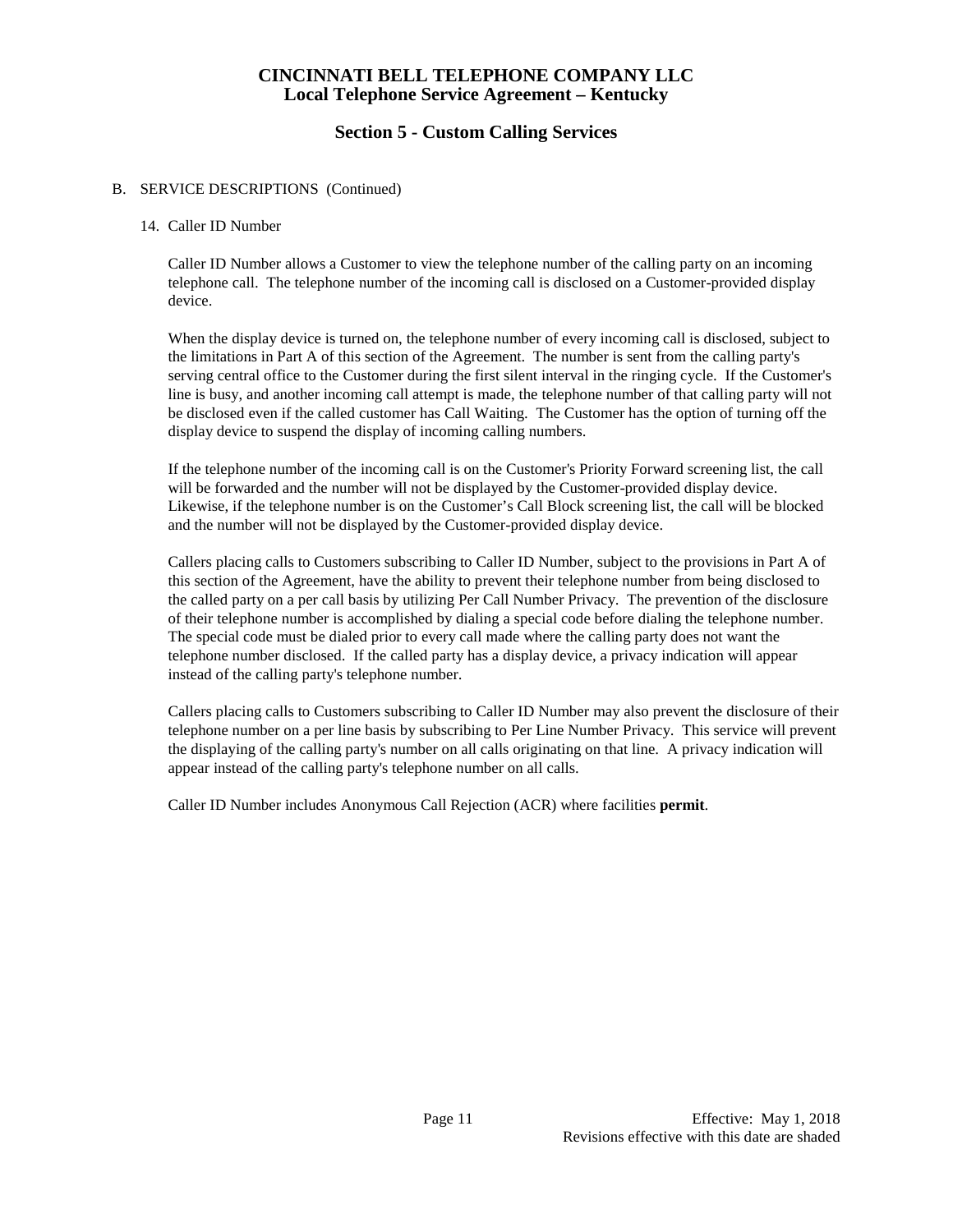# CINCINNATI BELL TELEPHONE COMPANY LLC
## Local Telephone Service Agreement – Kentucky

## Section 5 - Custom Calling Services

B. SERVICE DESCRIPTIONS (Continued)

14. Caller ID Number

Caller ID Number allows a Customer to view the telephone number of the calling party on an incoming telephone call. The telephone number of the incoming call is disclosed on a Customer-provided display device.

When the display device is turned on, the telephone number of every incoming call is disclosed, subject to the limitations in Part A of this section of the Agreement. The number is sent from the calling party's serving central office to the Customer during the first silent interval in the ringing cycle. If the Customer's line is busy, and another incoming call attempt is made, the telephone number of that calling party will not be disclosed even if the called customer has Call Waiting. The Customer has the option of turning off the display device to suspend the display of incoming calling numbers.

If the telephone number of the incoming call is on the Customer's Priority Forward screening list, the call will be forwarded and the number will not be displayed by the Customer-provided display device. Likewise, if the telephone number is on the Customer's Call Block screening list, the call will be blocked and the number will not be displayed by the Customer-provided display device.

Callers placing calls to Customers subscribing to Caller ID Number, subject to the provisions in Part A of this section of the Agreement, have the ability to prevent their telephone number from being disclosed to the called party on a per call basis by utilizing Per Call Number Privacy. The prevention of the disclosure of their telephone number is accomplished by dialing a special code before dialing the telephone number. The special code must be dialed prior to every call made where the calling party does not want the telephone number disclosed. If the called party has a display device, a privacy indication will appear instead of the calling party's telephone number.

Callers placing calls to Customers subscribing to Caller ID Number may also prevent the disclosure of their telephone number on a per line basis by subscribing to Per Line Number Privacy. This service will prevent the displaying of the calling party's number on all calls originating on that line. A privacy indication will appear instead of the calling party's telephone number on all calls.

Caller ID Number includes Anonymous Call Rejection (ACR) where facilities **permit**.

Effective: May 1, 2018
Revisions effective with this date are shaded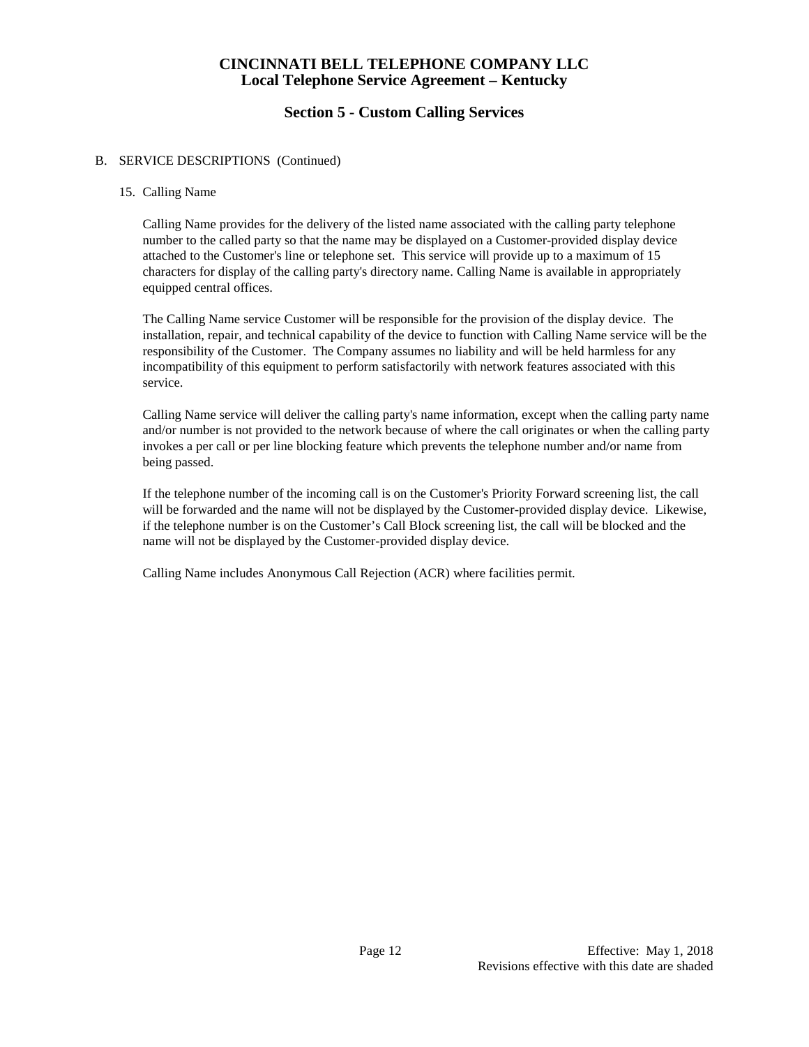# CINCINNATI BELL TELEPHONE COMPANY LLC
## Local Telephone Service Agreement – Kentucky

## Section 5 - Custom Calling Services

B. SERVICE DESCRIPTIONS (Continued)

15. Calling Name

Calling Name provides for the delivery of the listed name associated with the calling party telephone number to the called party so that the name may be displayed on a Customer-provided display device attached to the Customer's line or telephone set. This service will provide up to a maximum of 15 characters for display of the calling party's directory name. Calling Name is available in appropriately equipped central offices.

The Calling Name service Customer will be responsible for the provision of the display device. The installation, repair, and technical capability of the device to function with Calling Name service will be the responsibility of the Customer. The Company assumes no liability and will be held harmless for any incompatibility of this equipment to perform satisfactorily with network features associated with this service.

Calling Name service will deliver the calling party's name information, except when the calling party name and/or number is not provided to the network because of where the call originates or when the calling party invokes a per call or per line blocking feature which prevents the telephone number and/or name from being passed.

If the telephone number of the incoming call is on the Customer's Priority Forward screening list, the call will be forwarded and the name will not be displayed by the Customer-provided display device. Likewise, if the telephone number is on the Customer's Call Block screening list, the call will be blocked and the name will not be displayed by the Customer-provided display device.

Calling Name includes Anonymous Call Rejection (ACR) where facilities permit.

Effective: May 1, 2018
Revisions effective with this date are shaded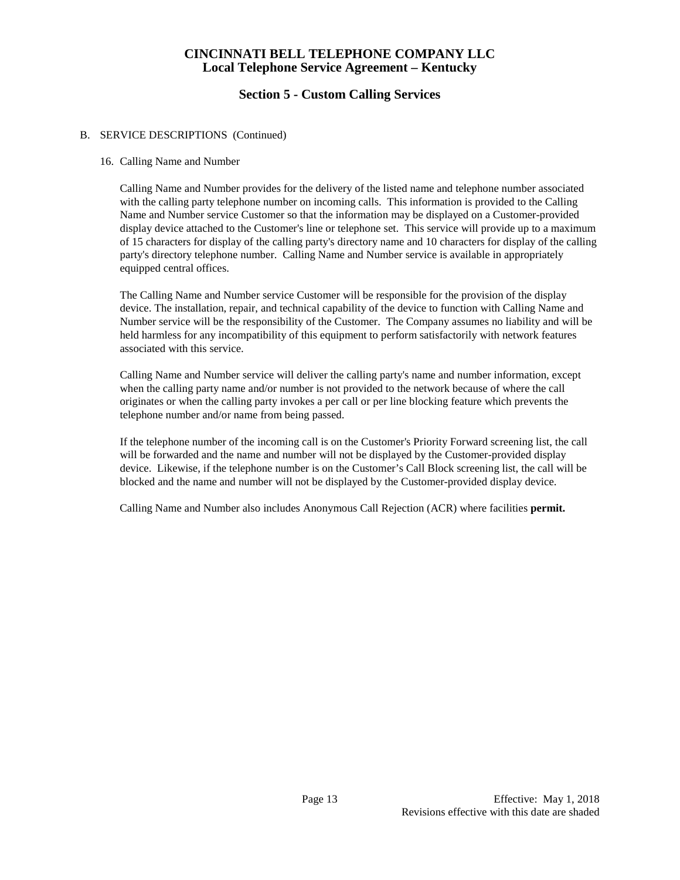# CINCINNATI BELL TELEPHONE COMPANY LLC
## Local Telephone Service Agreement – Kentucky

## Section 5 - Custom Calling Services

B. SERVICE DESCRIPTIONS (Continued)

16. Calling Name and Number

Calling Name and Number provides for the delivery of the listed name and telephone number associated with the calling party telephone number on incoming calls. This information is provided to the Calling Name and Number service Customer so that the information may be displayed on a Customer-provided display device attached to the Customer's line or telephone set. This service will provide up to a maximum of 15 characters for display of the calling party's directory name and 10 characters for display of the calling party's directory telephone number. Calling Name and Number service is available in appropriately equipped central offices.

The Calling Name and Number service Customer will be responsible for the provision of the display device. The installation, repair, and technical capability of the device to function with Calling Name and Number service will be the responsibility of the Customer. The Company assumes no liability and will be held harmless for any incompatibility of this equipment to perform satisfactorily with network features associated with this service.

Calling Name and Number service will deliver the calling party's name and number information, except when the calling party name and/or number is not provided to the network because of where the call originates or when the calling party invokes a per call or per line blocking feature which prevents the telephone number and/or name from being passed.

If the telephone number of the incoming call is on the Customer's Priority Forward screening list, the call will be forwarded and the name and number will not be displayed by the Customer-provided display device. Likewise, if the telephone number is on the Customer's Call Block screening list, the call will be blocked and the name and number will not be displayed by the Customer-provided display device.

Calling Name and Number also includes Anonymous Call Rejection (ACR) where facilities **permit.**

Effective: May 1, 2018
Revisions effective with this date are shaded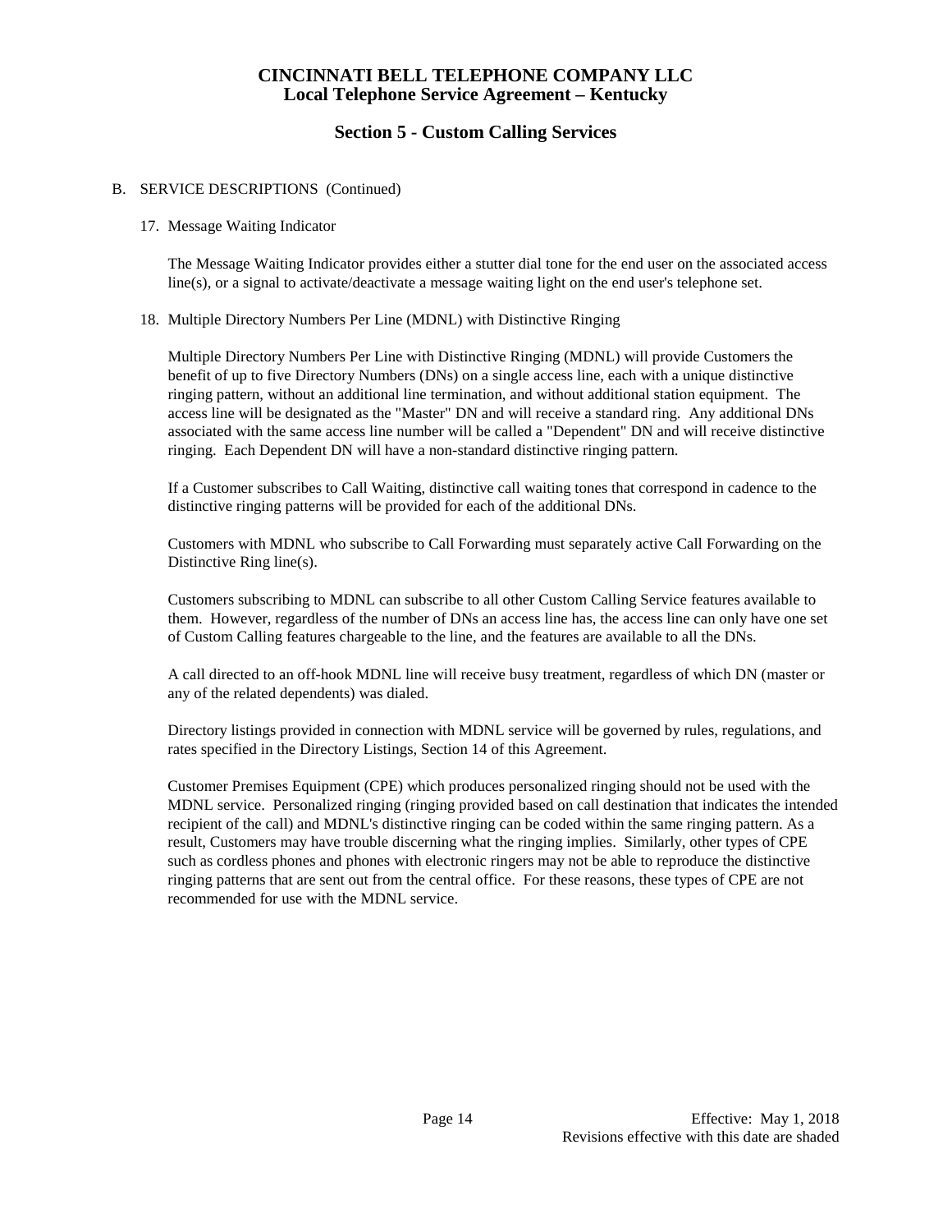# CINCINNATI BELL TELEPHONE COMPANY LLC
## Local Telephone Service Agreement – Kentucky

## Section 5 - Custom Calling Services

B. SERVICE DESCRIPTIONS (Continued)

17. Message Waiting Indicator

The Message Waiting Indicator provides either a stutter dial tone for the end user on the associated access line(s), or a signal to activate/deactivate a message waiting light on the end user's telephone set.

18. Multiple Directory Numbers Per Line (MDNL) with Distinctive Ringing

Multiple Directory Numbers Per Line with Distinctive Ringing (MDNL) will provide Customers the benefit of up to five Directory Numbers (DNs) on a single access line, each with a unique distinctive ringing pattern, without an additional line termination, and without additional station equipment. The access line will be designated as the "Master" DN and will receive a standard ring. Any additional DNs associated with the same access line number will be called a "Dependent" DN and will receive distinctive ringing. Each Dependent DN will have a non-standard distinctive ringing pattern.

If a Customer subscribes to Call Waiting, distinctive call waiting tones that correspond in cadence to the distinctive ringing patterns will be provided for each of the additional DNs.

Customers with MDNL who subscribe to Call Forwarding must separately active Call Forwarding on the Distinctive Ring line(s).

Customers subscribing to MDNL can subscribe to all other Custom Calling Service features available to them. However, regardless of the number of DNs an access line has, the access line can only have one set of Custom Calling features chargeable to the line, and the features are available to all the DNs.

A call directed to an off-hook MDNL line will receive busy treatment, regardless of which DN (master or any of the related dependents) was dialed.

Directory listings provided in connection with MDNL service will be governed by rules, regulations, and rates specified in the Directory Listings, Section 14 of this Agreement.

Customer Premises Equipment (CPE) which produces personalized ringing should not be used with the MDNL service. Personalized ringing (ringing provided based on call destination that indicates the intended recipient of the call) and MDNL's distinctive ringing can be coded within the same ringing pattern. As a result, Customers may have trouble discerning what the ringing implies. Similarly, other types of CPE such as cordless phones and phones with electronic ringers may not be able to reproduce the distinctive ringing patterns that are sent out from the central office. For these reasons, these types of CPE are not recommended for use with the MDNL service.

Effective: May 1, 2018

Revisions effective with this date are shaded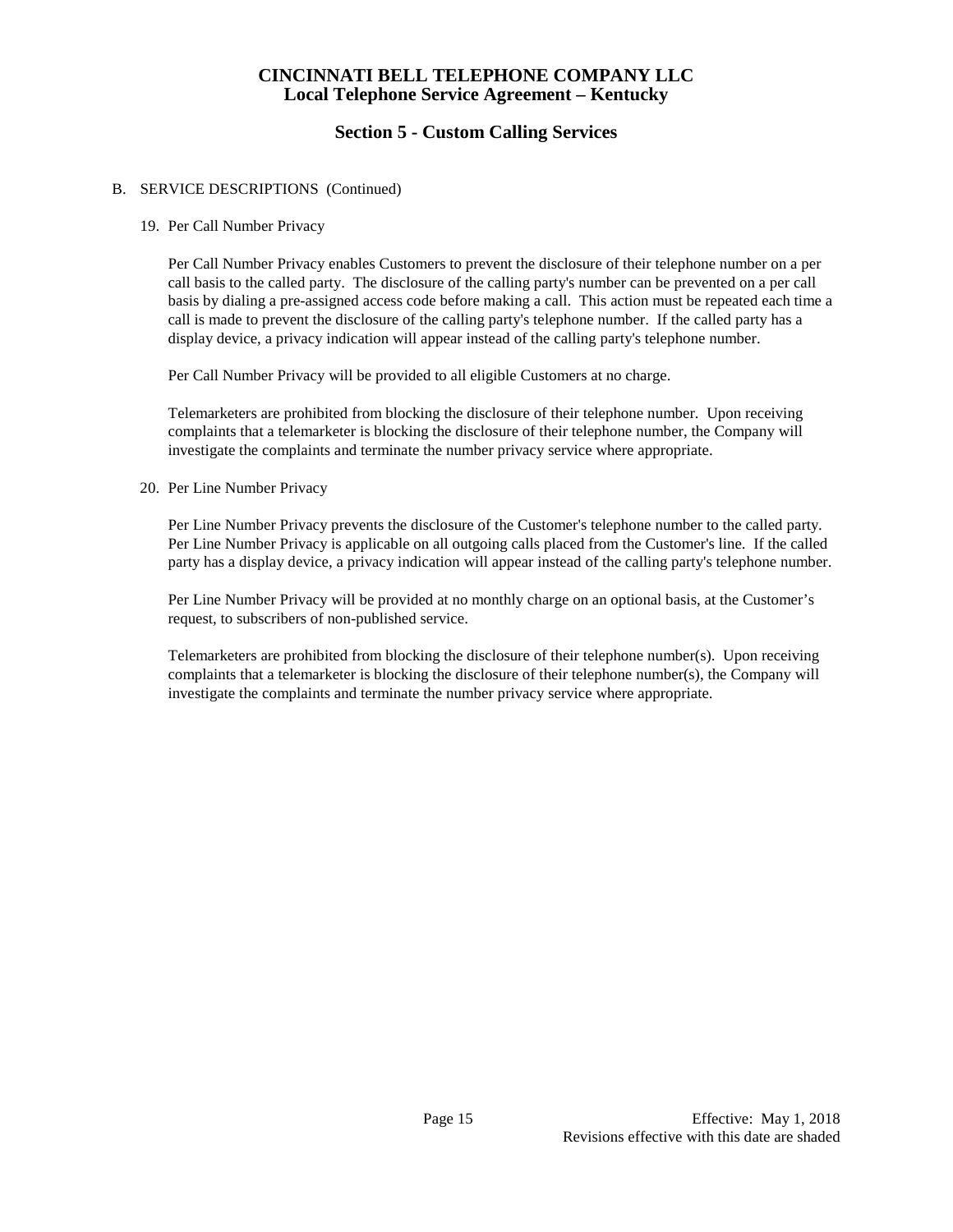B. SERVICE DESCRIPTIONS (Continued)

19. Per Call Number Privacy

Per Call Number Privacy enables Customers to prevent the disclosure of their telephone number on a per call basis to the called party. The disclosure of the calling party's number can be prevented on a per call basis by dialing a pre-assigned access code before making a call. This action must be repeated each time a call is made to prevent the disclosure of the calling party's telephone number. If the called party has a display device, a privacy indication will appear instead of the calling party's telephone number.

Per Call Number Privacy will be provided to all eligible Customers at no charge.

Telemarketers are prohibited from blocking the disclosure of their telephone number. Upon receiving complaints that a telemarketer is blocking the disclosure of their telephone number, the Company will investigate the complaints and terminate the number privacy service where appropriate.

20. Per Line Number Privacy

Per Line Number Privacy prevents the disclosure of the Customer's telephone number to the called party. Per Line Number Privacy is applicable on all outgoing calls placed from the Customer's line. If the called party has a display device, a privacy indication will appear instead of the calling party's telephone number.

Per Line Number Privacy will be provided at no monthly charge on an optional basis, at the Customer's request, to subscribers of non-published service.

Telemarketers are prohibited from blocking the disclosure of their telephone number(s). Upon receiving complaints that a telemarketer is blocking the disclosure of their telephone number(s), the Company will investigate the complaints and terminate the number privacy service where appropriate.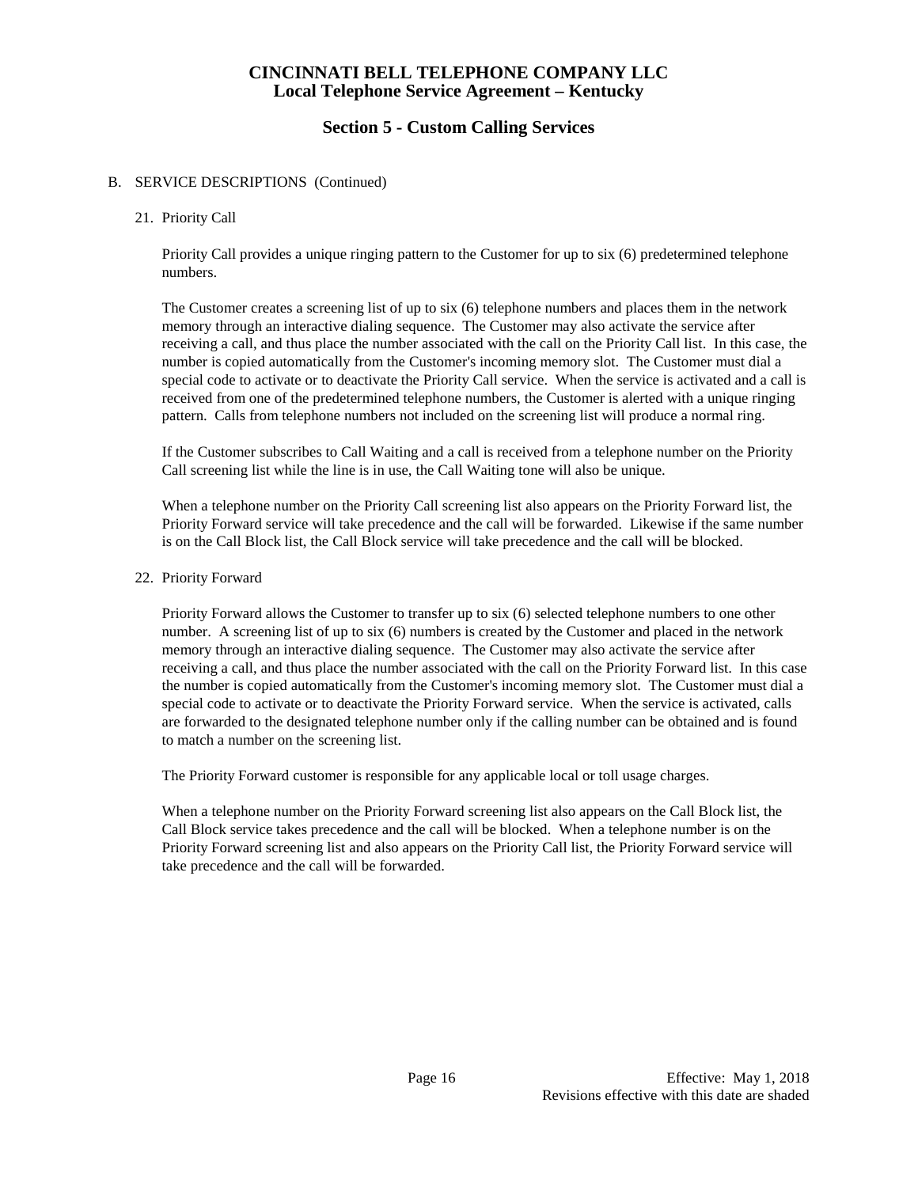B. SERVICE DESCRIPTIONS (Continued)

21. Priority Call

    Priority Call provides a unique ringing pattern to the Customer for up to six (6) predetermined telephone numbers.

    The Customer creates a screening list of up to six (6) telephone numbers and places them in the network memory through an interactive dialing sequence. The Customer may also activate the service after receiving a call, and thus place the number associated with the call on the Priority Call list. In this case, the number is copied automatically from the Customer's incoming memory slot. The Customer must dial a special code to activate or to deactivate the Priority Call service. When the service is activated and a call is received from one of the predetermined telephone numbers, the Customer is alerted with a unique ringing pattern. Calls from telephone numbers not included on the screening list will produce a normal ring.

    If the Customer subscribes to Call Waiting and a call is received from a telephone number on the Priority Call screening list while the line is in use, the Call Waiting tone will also be unique.

    When a telephone number on the Priority Call screening list also appears on the Priority Forward list, the Priority Forward service will take precedence and the call will be forwarded. Likewise if the same number is on the Call Block list, the Call Block service will take precedence and the call will be blocked.

22. Priority Forward

    Priority Forward allows the Customer to transfer up to six (6) selected telephone numbers to one other number. A screening list of up to six (6) numbers is created by the Customer and placed in the network memory through an interactive dialing sequence. The Customer may also activate the service after receiving a call, and thus place the number associated with the call on the Priority Forward list. In this case the number is copied automatically from the Customer's incoming memory slot. The Customer must dial a special code to activate or to deactivate the Priority Forward service. When the service is activated, calls are forwarded to the designated telephone number only if the calling number can be obtained and is found to match a number on the screening list.

    The Priority Forward customer is responsible for any applicable local or toll usage charges.

    When a telephone number on the Priority Forward screening list also appears on the Call Block list, the Call Block service takes precedence and the call will be blocked. When a telephone number is on the Priority Forward screening list and also appears on the Priority Call list, the Priority Forward service will take precedence and the call will be forwarded.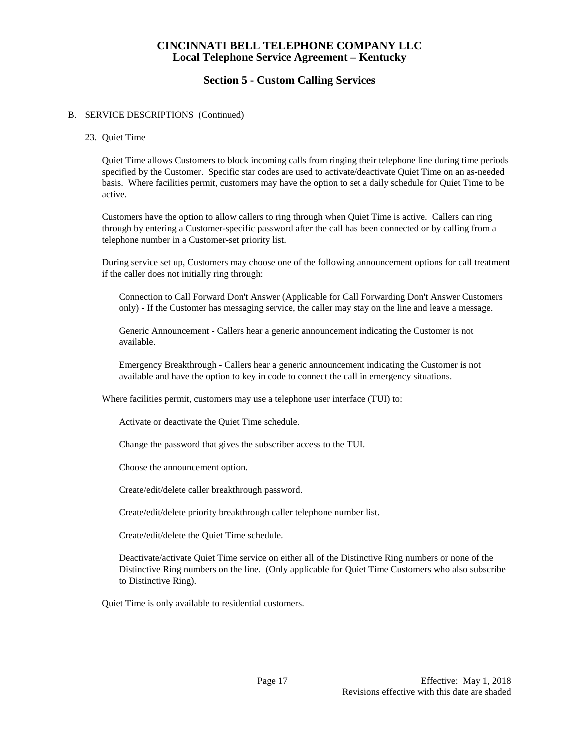# CINCINNATI BELL TELEPHONE COMPANY LLC
## Local Telephone Service Agreement – Kentucky

## Section 5 - Custom Calling Services

B. SERVICE DESCRIPTIONS (Continued)

23. Quiet Time

Quiet Time allows Customers to block incoming calls from ringing their telephone line during time periods specified by the Customer. Specific star codes are used to activate/deactivate Quiet Time on an as-needed basis. Where facilities permit, customers may have the option to set a daily schedule for Quiet Time to be active.

Customers have the option to allow callers to ring through when Quiet Time is active. Callers can ring through by entering a Customer-specific password after the call has been connected or by calling from a telephone number in a Customer-set priority list.

During service set up, Customers may choose one of the following announcement options for call treatment if the caller does not initially ring through:

Connection to Call Forward Don't Answer (Applicable for Call Forwarding Don't Answer Customers only) - If the Customer has messaging service, the caller may stay on the line and leave a message.

Generic Announcement - Callers hear a generic announcement indicating the Customer is not available.

Emergency Breakthrough - Callers hear a generic announcement indicating the Customer is not available and have the option to key in code to connect the call in emergency situations.

Where facilities permit, customers may use a telephone user interface (TUI) to:

Activate or deactivate the Quiet Time schedule.

Change the password that gives the subscriber access to the TUI.

Choose the announcement option.

Create/edit/delete caller breakthrough password.

Create/edit/delete priority breakthrough caller telephone number list.

Create/edit/delete the Quiet Time schedule.

Deactivate/activate Quiet Time service on either all of the Distinctive Ring numbers or none of the Distinctive Ring numbers on the line. (Only applicable for Quiet Time Customers who also subscribe to Distinctive Ring).

Quiet Time is only available to residential customers.

Effective: May 1, 2018
Revisions effective with this date are shaded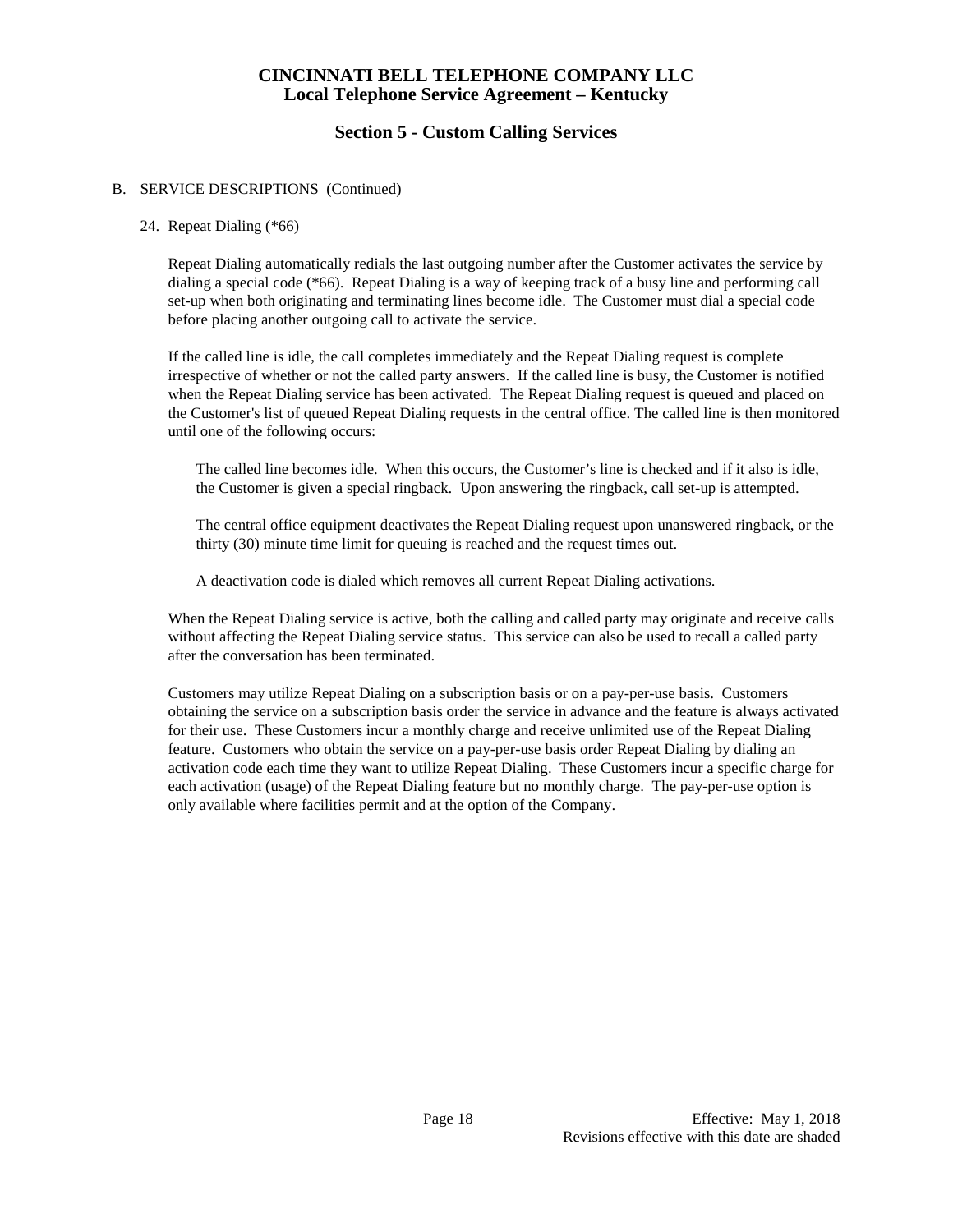B. SERVICE DESCRIPTIONS (Continued)

24. Repeat Dialing (*66)

Repeat Dialing automatically redials the last outgoing number after the Customer activates the service by dialing a special code (*66). Repeat Dialing is a way of keeping track of a busy line and performing call set-up when both originating and terminating lines become idle. The Customer must dial a special code before placing another outgoing call to activate the service.

If the called line is idle, the call completes immediately and the Repeat Dialing request is complete irrespective of whether or not the called party answers. If the called line is busy, the Customer is notified when the Repeat Dialing service has been activated. The Repeat Dialing request is queued and placed on the Customer's list of queued Repeat Dialing requests in the central office. The called line is then monitored until one of the following occurs:

The called line becomes idle. When this occurs, the Customer's line is checked and if it also is idle, the Customer is given a special ringback. Upon answering the ringback, call set-up is attempted.

The central office equipment deactivates the Repeat Dialing request upon unanswered ringback, or the thirty (30) minute time limit for queuing is reached and the request times out.

A deactivation code is dialed which removes all current Repeat Dialing activations.

When the Repeat Dialing service is active, both the calling and called party may originate and receive calls without affecting the Repeat Dialing service status. This service can also be used to recall a called party after the conversation has been terminated.

Customers may utilize Repeat Dialing on a subscription basis or on a pay-per-use basis. Customers obtaining the service on a subscription basis order the service in advance and the feature is always activated for their use. These Customers incur a monthly charge and receive unlimited use of the Repeat Dialing feature. Customers who obtain the service on a pay-per-use basis order Repeat Dialing by dialing an activation code each time they want to utilize Repeat Dialing. These Customers incur a specific charge for each activation (usage) of the Repeat Dialing feature but no monthly charge. The pay-per-use option is only available where facilities permit and at the option of the Company.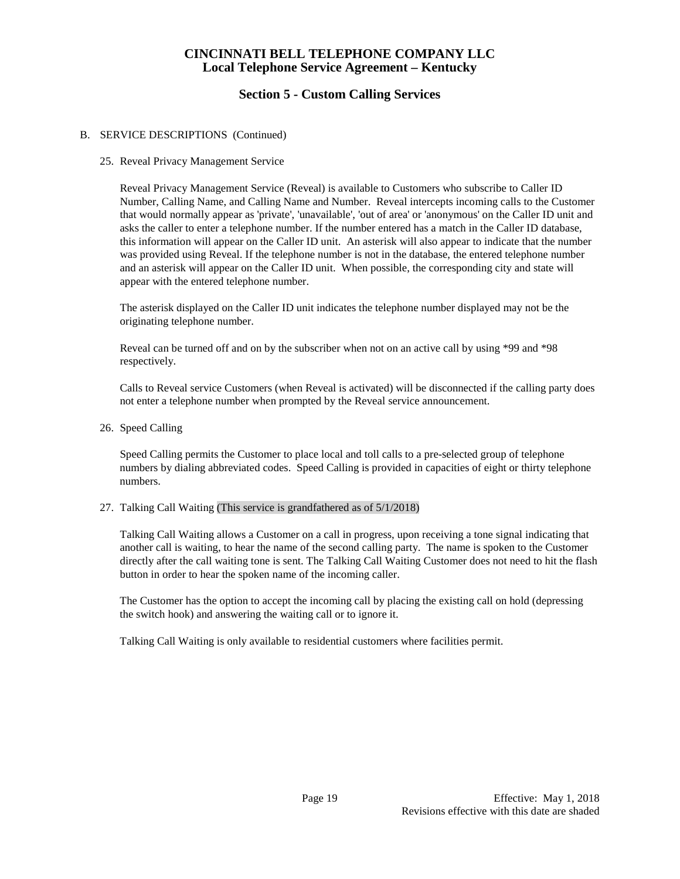# CINCINNATI BELL TELEPHONE COMPANY LLC
## Local Telephone Service Agreement – Kentucky

## Section 5 - Custom Calling Services

B. SERVICE DESCRIPTIONS (Continued)

25. Reveal Privacy Management Service

    Reveal Privacy Management Service (Reveal) is available to Customers who subscribe to Caller ID Number, Calling Name, and Calling Name and Number. Reveal intercepts incoming calls to the Customer that would normally appear as 'private', 'unavailable', 'out of area' or 'anonymous' on the Caller ID unit and asks the caller to enter a telephone number. If the number entered has a match in the Caller ID database, this information will appear on the Caller ID unit. An asterisk will also appear to indicate that the number was provided using Reveal. If the telephone number is not in the database, the entered telephone number and an asterisk will appear on the Caller ID unit. When possible, the corresponding city and state will appear with the entered telephone number.

    The asterisk displayed on the Caller ID unit indicates the telephone number displayed may not be the originating telephone number.

    Reveal can be turned off and on by the subscriber when not on an active call by using *99 and *98 respectively.

    Calls to Reveal service Customers (when Reveal is activated) will be disconnected if the calling party does not enter a telephone number when prompted by the Reveal service announcement.

26. Speed Calling

    Speed Calling permits the Customer to place local and toll calls to a pre-selected group of telephone numbers by dialing abbreviated codes. Speed Calling is provided in capacities of eight or thirty telephone numbers.

27. Talking Call Waiting (This service is grandfathered as of 5/1/2018)

    Talking Call Waiting allows a Customer on a call in progress, upon receiving a tone signal indicating that another call is waiting, to hear the name of the second calling party. The name is spoken to the Customer directly after the call waiting tone is sent. The Talking Call Waiting Customer does not need to hit the flash button in order to hear the spoken name of the incoming caller.

    The Customer has the option to accept the incoming call by placing the existing call on hold (depressing the switch hook) and answering the waiting call or to ignore it.

    Talking Call Waiting is only available to residential customers where facilities permit.

Effective: May 1, 2018
Revisions effective with this date are shaded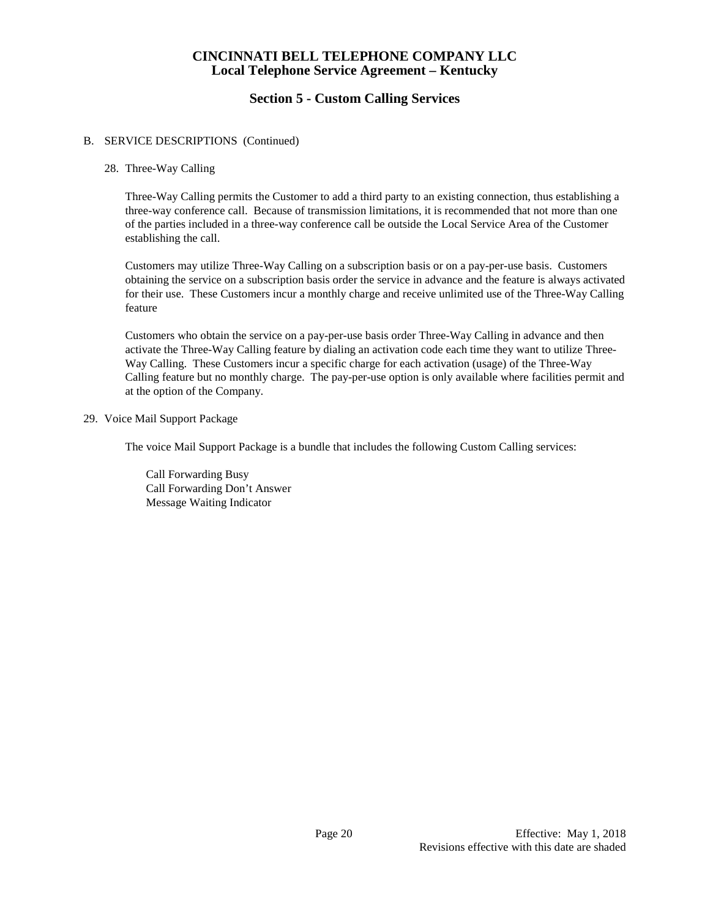# CINCINNATI BELL TELEPHONE COMPANY LLC
## Local Telephone Service Agreement – Kentucky

## Section 5 - Custom Calling Services

B. SERVICE DESCRIPTIONS (Continued)

28. Three-Way Calling

Three-Way Calling permits the Customer to add a third party to an existing connection, thus establishing a three-way conference call. Because of transmission limitations, it is recommended that not more than one of the parties included in a three-way conference call be outside the Local Service Area of the Customer establishing the call.

Customers may utilize Three-Way Calling on a subscription basis or on a pay-per-use basis. Customers obtaining the service on a subscription basis order the service in advance and the feature is always activated for their use. These Customers incur a monthly charge and receive unlimited use of the Three-Way Calling feature

Customers who obtain the service on a pay-per-use basis order Three-Way Calling in advance and then activate the Three-Way Calling feature by dialing an activation code each time they want to utilize Three-Way Calling. These Customers incur a specific charge for each activation (usage) of the Three-Way Calling feature but no monthly charge. The pay-per-use option is only available where facilities permit and at the option of the Company.

29. Voice Mail Support Package

The voice Mail Support Package is a bundle that includes the following Custom Calling services:

Call Forwarding Busy
Call Forwarding Don't Answer
Message Waiting Indicator

Effective: May 1, 2018
Revisions effective with this date are shaded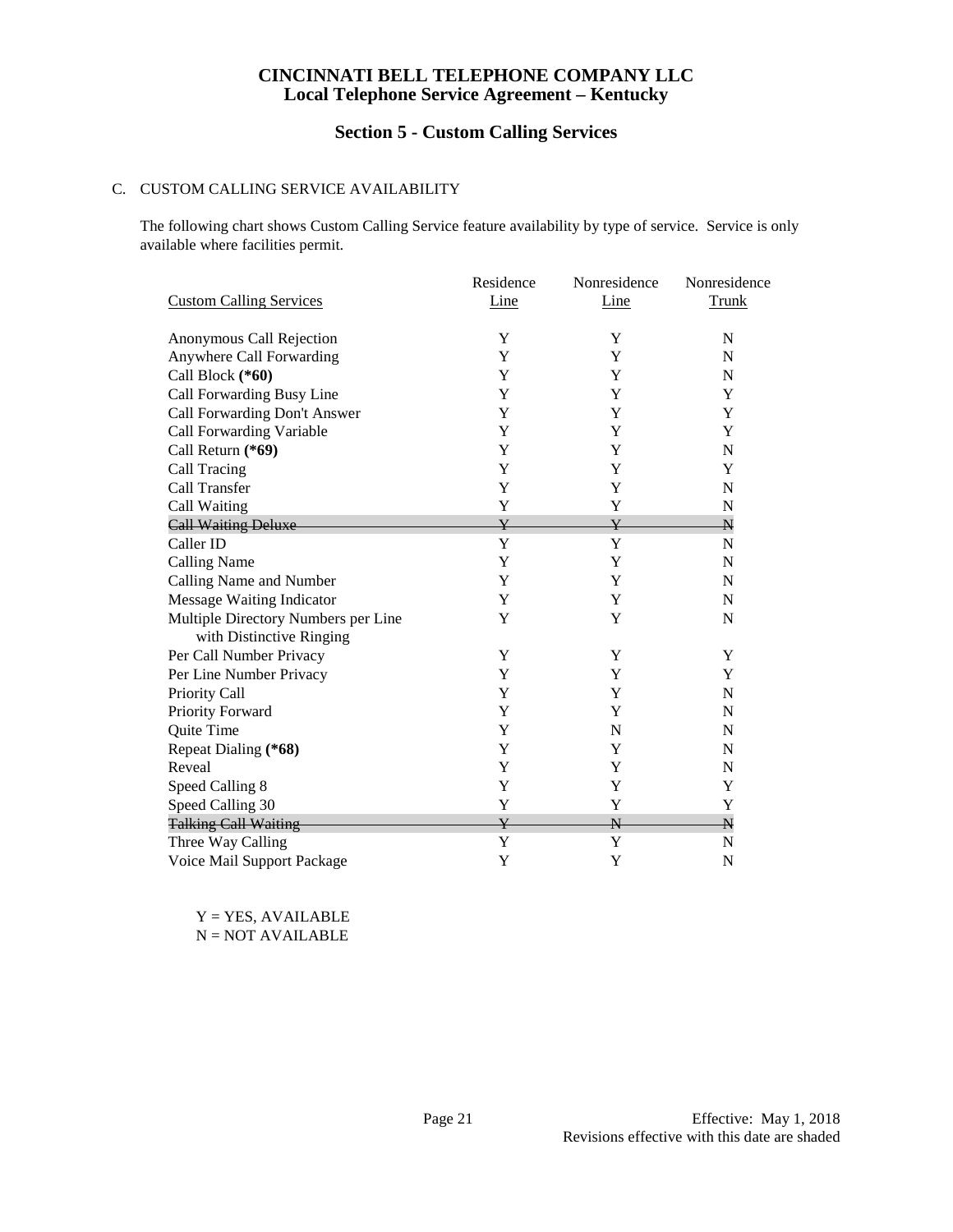**CINCINNATI BELL TELEPHONE COMPANY LLC**
**Local Telephone Service Agreement – Kentucky**

## Section 5 - Custom Calling Services

C. CUSTOM CALLING SERVICE AVAILABILITY

The following chart shows Custom Calling Service feature availability by type of service. Service is only available where facilities permit.

| Custom Calling Services | Residence Line | Nonresidence Line | Nonresidence Trunk |
|---|---|---|---|
| Anonymous Call Rejection | Y | Y | N |
| Anywhere Call Forwarding | Y | Y | N |
| Call Block **(*60)** | Y | Y | N |
| Call Forwarding Busy Line | Y | Y | Y |
| Call Forwarding Don't Answer | Y | Y | Y |
| Call Forwarding Variable | Y | Y | Y |
| Call Return **(*69)** | Y | Y | N |
| Call Tracing | Y | Y | Y |
| Call Transfer | Y | Y | N |
| Call Waiting | Y | Y | N |
| ~~Call Waiting Deluxe~~ | ~~Y~~ | ~~Y~~ | ~~N~~ |
| Caller ID | Y | Y | N |
| Calling Name | Y | Y | N |
| Calling Name and Number | Y | Y | N |
| Message Waiting Indicator | Y | Y | N |
| Multiple Directory Numbers per Line with Distinctive Ringing | Y | Y | N |
| Per Call Number Privacy | Y | Y | Y |
| Per Line Number Privacy | Y | Y | Y |
| Priority Call | Y | Y | N |
| Priority Forward | Y | Y | N |
| Quite Time | Y | N | N |
| Repeat Dialing **(*68)** | Y | Y | N |
| Reveal | Y | Y | N |
| Speed Calling 8 | Y | Y | Y |
| Speed Calling 30 | Y | Y | Y |
| ~~Talking Call Waiting~~ | ~~Y~~ | ~~N~~ | ~~N~~ |
| Three Way Calling | Y | Y | N |
| Voice Mail Support Package | Y | Y | N |

Y = YES, AVAILABLE
N = NOT AVAILABLE

Effective: May 1, 2018
Revisions effective with this date are shaded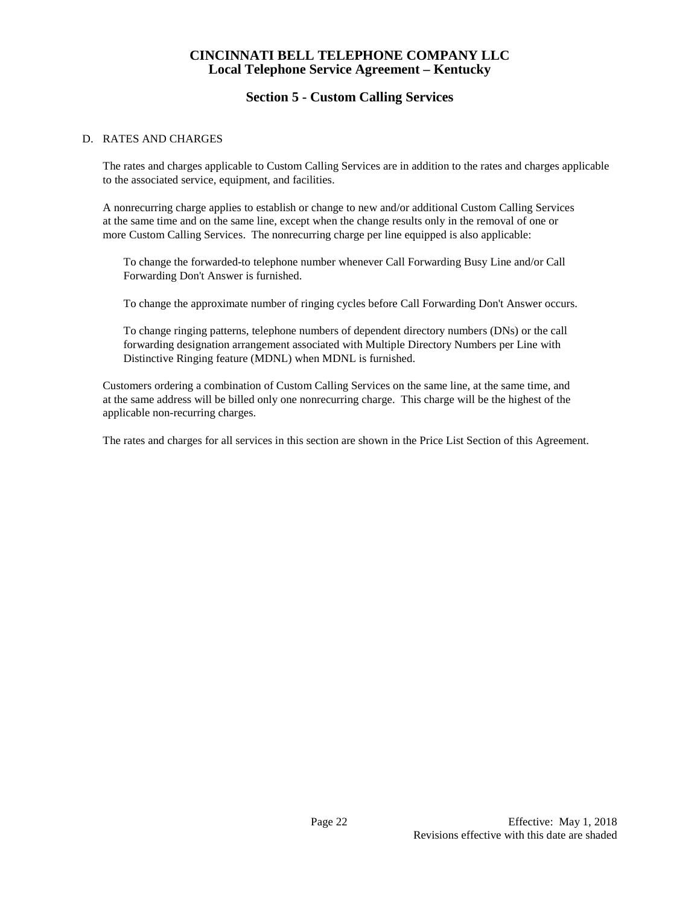## D. RATES AND CHARGES

The rates and charges applicable to Custom Calling Services are in addition to the rates and charges applicable to the associated service, equipment, and facilities.

A nonrecurring charge applies to establish or change to new and/or additional Custom Calling Services at the same time and on the same line, except when the change results only in the removal of one or more Custom Calling Services. The nonrecurring charge per line equipped is also applicable:

> To change the forwarded-to telephone number whenever Call Forwarding Busy Line and/or Call Forwarding Don't Answer is furnished.
>
> To change the approximate number of ringing cycles before Call Forwarding Don't Answer occurs.
>
> To change ringing patterns, telephone numbers of dependent directory numbers (DNs) or the call forwarding designation arrangement associated with Multiple Directory Numbers per Line with Distinctive Ringing feature (MDNL) when MDNL is furnished.

Customers ordering a combination of Custom Calling Services on the same line, at the same time, and at the same address will be billed only one nonrecurring charge. This charge will be the highest of the applicable non-recurring charges.

The rates and charges for all services in this section are shown in the Price List Section of this Agreement.